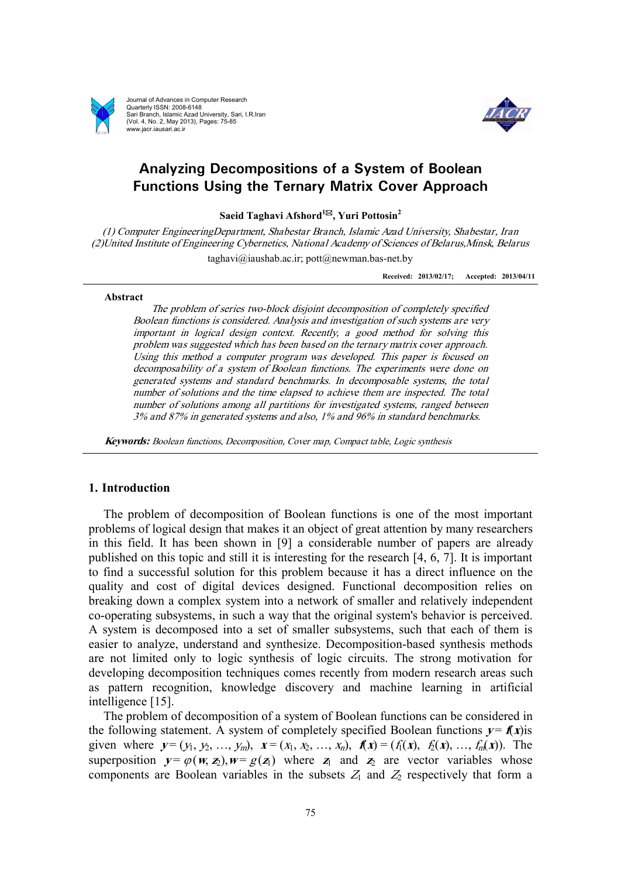# Analyzing Decompositions of a System of Boolean Functions Using the Ternary Matrix Cover Approach

**Saeid Taghavi Afshord[1✉], Yuri Pottosin[2]**

*(1) Computer EngineeringDepartment, Shabestar Branch, Islamic Azad University, Shabestar, Iran*
*(2)United Institute of Engineering Cybernetics, National Academy of Sciences of Belarus,Minsk, Belarus*

taghavi@iaushab.ac.ir; pott@newman.bas-net.by

**Received: 2013/02/17; Accepted: 2013/04/11**

---

**Abstract**

*The problem of series two-block disjoint decomposition of completely specified Boolean functions is considered. Analysis and investigation of such systems are very important in logical design context. Recently, a good method for solving this problem was suggested which has been based on the ternary matrix cover approach. Using this method a computer program was developed. This paper is focused on decomposability of a system of Boolean functions. The experiments were done on generated systems and standard benchmarks. In decomposable systems, the total number of solutions and the time elapsed to achieve them are inspected. The total number of solutions among all partitions for investigated systems, ranged between 3% and 87% in generated systems and also, 1% and 96% in standard benchmarks.*

***Keywords:*** *Boolean functions, Decomposition, Cover map, Compact table, Logic synthesis*

---

## 1. Introduction

The problem of decomposition of Boolean functions is one of the most important problems of logical design that makes it an object of great attention by many researchers in this field. It has been shown in [9] a considerable number of papers are already published on this topic and still it is interesting for the research [4, 6, 7]. It is important to find a successful solution for this problem because it has a direct influence on the quality and cost of digital devices designed. Functional decomposition relies on breaking down a complex system into a network of smaller and relatively independent co-operating subsystems, in such a way that the original system's behavior is perceived. A system is decomposed into a set of smaller subsystems, such that each of them is easier to analyze, understand and synthesize. Decomposition-based synthesis methods are not limited only to logic synthesis of logic circuits. The strong motivation for developing decomposition techniques comes recently from modern research areas such as pattern recognition, knowledge discovery and machine learning in artificial intelligence [15].

The problem of decomposition of a system of Boolean functions can be considered in the following statement. A system of completely specified Boolean functions $\boldsymbol{y} = \boldsymbol{f}(\boldsymbol{x})$is given where $\boldsymbol{y} = (y_1, y_2, \ldots, y_m)$, $\boldsymbol{x} = (x_1, x_2, \ldots, x_n)$, $\boldsymbol{f}(\boldsymbol{x}) = (f_1(\boldsymbol{x}), f_2(\boldsymbol{x}), \ldots, f_m(\boldsymbol{x}))$. The superposition $\boldsymbol{y} = \varphi(\boldsymbol{w}, \boldsymbol{z}_2), \boldsymbol{w} = g(\boldsymbol{z}_1)$ where $\boldsymbol{z}_1$ and $\boldsymbol{z}_2$ are vector variables whose components are Boolean variables in the subsets $Z_1$ and $Z_2$ respectively that form a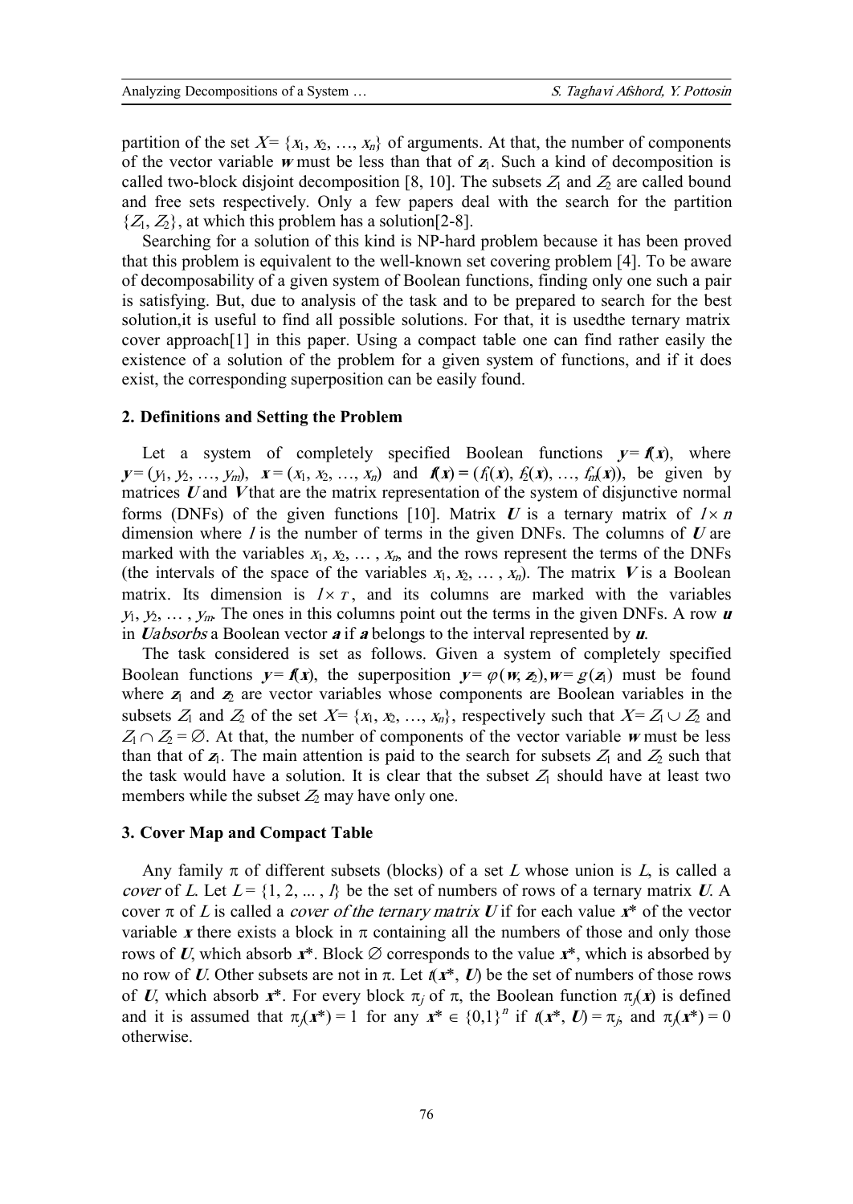partition of the set $X = \{x_1, x_2, \ldots, x_n\}$ of arguments. At that, the number of components of the vector variable $\boldsymbol{w}$ must be less than that of $\boldsymbol{z}_1$. Such a kind of decomposition is called two-block disjoint decomposition [8, 10]. The subsets $Z_1$ and $Z_2$ are called bound and free sets respectively. Only a few papers deal with the search for the partition $\{Z_1, Z_2\}$, at which this problem has a solution[2-8].

Searching for a solution of this kind is NP-hard problem because it has been proved that this problem is equivalent to the well-known set covering problem [4]. To be aware of decomposability of a given system of Boolean functions, finding only one such a pair is satisfying. But, due to analysis of the task and to be prepared to search for the best solution,it is useful to find all possible solutions. For that, it is usedthe ternary matrix cover approach[1] in this paper. Using a compact table one can find rather easily the existence of a solution of the problem for a given system of functions, and if it does exist, the corresponding superposition can be easily found.

## 2. Definitions and Setting the Problem

Let a system of completely specified Boolean functions $\boldsymbol{y} = \boldsymbol{f}(\boldsymbol{x})$, where $\boldsymbol{y} = (y_1, y_2, \ldots, y_m)$, $\boldsymbol{x} = (x_1, x_2, \ldots, x_n)$ and $\boldsymbol{f}(\boldsymbol{x}) = (f_1(\boldsymbol{x}), f_2(\boldsymbol{x}), \ldots, f_m(\boldsymbol{x}))$, be given by matrices $\boldsymbol{U}$ and $\boldsymbol{V}$ that are the matrix representation of the system of disjunctive normal forms (DNFs) of the given functions [10]. Matrix $\boldsymbol{U}$ is a ternary matrix of $l \times n$ dimension where $l$ is the number of terms in the given DNFs. The columns of $\boldsymbol{U}$ are marked with the variables $x_1, x_2, \ldots, x_n$, and the rows represent the terms of the DNFs (the intervals of the space of the variables $x_1, x_2, \ldots, x_n$). The matrix $\boldsymbol{V}$ is a Boolean matrix. Its dimension is $l \times r$, and its columns are marked with the variables $y_1, y_2, \ldots, y_m$. The ones in this columns point out the terms in the given DNFs. A row $\boldsymbol{u}$ in $\boldsymbol{U}$*absorbs* a Boolean vector $\boldsymbol{a}$ if $\boldsymbol{a}$ belongs to the interval represented by $\boldsymbol{u}$.

The task considered is set as follows. Given a system of completely specified Boolean functions $\boldsymbol{y} = \boldsymbol{f}(\boldsymbol{x})$, the superposition $\boldsymbol{y} = \varphi(\boldsymbol{w}, \boldsymbol{z}_2), \boldsymbol{w} = g(\boldsymbol{z}_1)$ must be found where $\boldsymbol{z}_1$ and $\boldsymbol{z}_2$ are vector variables whose components are Boolean variables in the subsets $Z_1$ and $Z_2$ of the set $X = \{x_1, x_2, \ldots, x_n\}$, respectively such that $X = Z_1 \cup Z_2$ and $Z_1 \cap Z_2 = \varnothing$. At that, the number of components of the vector variable $\boldsymbol{w}$ must be less than that of $\boldsymbol{z}_1$. The main attention is paid to the search for subsets $Z_1$ and $Z_2$ such that the task would have a solution. It is clear that the subset $Z_1$ should have at least two members while the subset $Z_2$ may have only one.

## 3. Cover Map and Compact Table

Any family $\pi$ of different subsets (blocks) of a set $L$ whose union is $L$, is called a *cover* of $L$. Let $L = \{1, 2, \ldots, l\}$ be the set of numbers of rows of a ternary matrix $\boldsymbol{U}$. A cover $\pi$ of $L$ is called a *cover of the ternary matrix* $\boldsymbol{U}$ if for each value $\boldsymbol{x}^*$ of the vector variable $\boldsymbol{x}$ there exists a block in $\pi$ containing all the numbers of those and only those rows of $\boldsymbol{U}$, which absorb $\boldsymbol{x}^*$. Block $\varnothing$ corresponds to the value $\boldsymbol{x}^*$, which is absorbed by no row of $\boldsymbol{U}$. Other subsets are not in $\pi$. Let $t(\boldsymbol{x}^*, \boldsymbol{U})$ be the set of numbers of those rows of $\boldsymbol{U}$, which absorb $\boldsymbol{x}^*$. For every block $\pi_j$ of $\pi$, the Boolean function $\pi_j(\boldsymbol{x})$ is defined and it is assumed that $\pi_j(\boldsymbol{x}^*) = 1$ for any $\boldsymbol{x}^* \in \{0,1\}^n$ if $t(\boldsymbol{x}^*, \boldsymbol{U}) = \pi_j$, and $\pi_j(\boldsymbol{x}^*) = 0$ otherwise.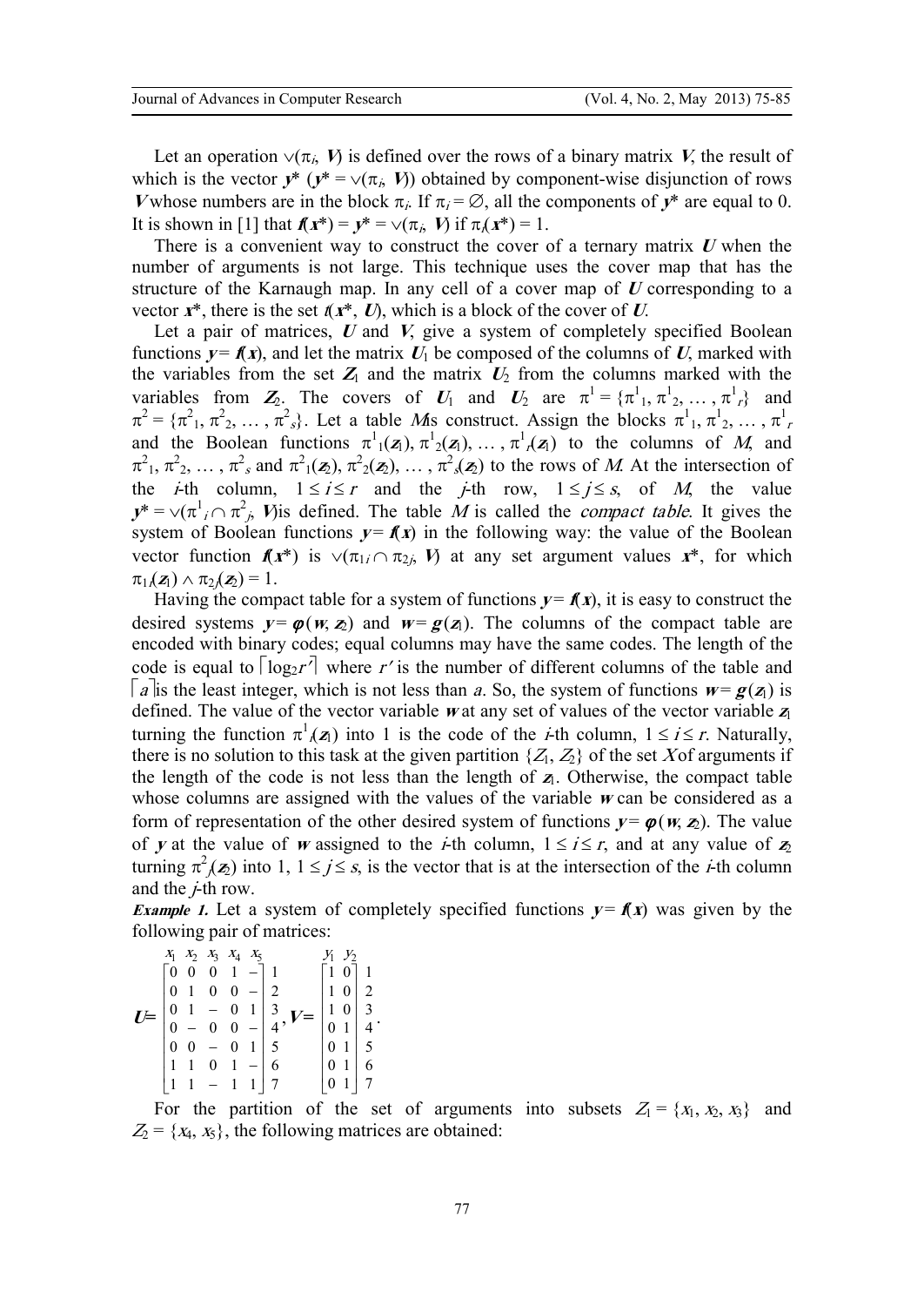Let an operation $\vee(\pi_i, \boldsymbol{V})$ is defined over the rows of a binary matrix $\boldsymbol{V}$, the result of which is the vector $\boldsymbol{y}^*$ ($\boldsymbol{y}^* = \vee(\pi_i, \boldsymbol{V})$) obtained by component-wise disjunction of rows $\boldsymbol{V}$ whose numbers are in the block $\pi_i$. If $\pi_i = \varnothing$, all the components of $\boldsymbol{y}^*$ are equal to 0. It is shown in [1] that $\boldsymbol{f}(\boldsymbol{x}^*) = \boldsymbol{y}^* = \vee(\pi_i, \boldsymbol{V})$ if $\pi_i(\boldsymbol{x}^*) = 1$.

There is a convenient way to construct the cover of a ternary matrix $\boldsymbol{U}$ when the number of arguments is not large. This technique uses the cover map that has the structure of the Karnaugh map. In any cell of a cover map of $\boldsymbol{U}$ corresponding to a vector $\boldsymbol{x}^*$, there is the set $t(\boldsymbol{x}^*, \boldsymbol{U})$, which is a block of the cover of $\boldsymbol{U}$.

Let a pair of matrices, $\boldsymbol{U}$ and $\boldsymbol{V}$, give a system of completely specified Boolean functions $\boldsymbol{y} = \boldsymbol{f}(\boldsymbol{x})$, and let the matrix $\boldsymbol{U}_1$ be composed of the columns of $\boldsymbol{U}$, marked with the variables from the set $\boldsymbol{Z}_1$ and the matrix $\boldsymbol{U}_2$ from the columns marked with the variables from $\boldsymbol{Z}_2$. The covers of $\boldsymbol{U}_1$ and $\boldsymbol{U}_2$ are $\pi^1 = \{\pi^1_1, \pi^1_2, \ldots, \pi^1_r\}$ and $\pi^2 = \{\pi^2_1, \pi^2_2, \ldots, \pi^2_s\}$. Let a table $M$ is construct. Assign the blocks $\pi^1_1, \pi^1_2, \ldots, \pi^1_r$ and the Boolean functions $\pi^1_1(\boldsymbol{z}_1), \pi^1_2(\boldsymbol{z}_1), \ldots, \pi^1_r(\boldsymbol{z}_1)$ to the columns of $M$, and $\pi^2_1, \pi^2_2, \ldots, \pi^2_s$ and $\pi^2_1(\boldsymbol{z}_2), \pi^2_2(\boldsymbol{z}_2), \ldots, \pi^2_s(\boldsymbol{z}_2)$ to the rows of $M$. At the intersection of the $i$-th column, $1 \le i \le r$ and the $j$-th row, $1 \le j \le s$, of $M$, the value $\boldsymbol{y}^* = \vee(\pi^1_i \cap \pi^2_j, \boldsymbol{V})$ is defined. The table $M$ is called the *compact table*. It gives the system of Boolean functions $\boldsymbol{y} = \boldsymbol{f}(\boldsymbol{x})$ in the following way: the value of the Boolean vector function $\boldsymbol{f}(\boldsymbol{x}^*)$ is $\vee(\pi_{1i} \cap \pi_{2j}, \boldsymbol{V})$ at any set argument values $\boldsymbol{x}^*$, for which $\pi_{1i}(\boldsymbol{z}_1) \wedge \pi_{2j}(\boldsymbol{z}_2) = 1$.

Having the compact table for a system of functions $\boldsymbol{y} = \boldsymbol{f}(\boldsymbol{x})$, it is easy to construct the desired systems $\boldsymbol{y} = \boldsymbol{\varphi}(\boldsymbol{w}, \boldsymbol{z}_2)$ and $\boldsymbol{w} = \boldsymbol{g}(\boldsymbol{z}_1)$. The columns of the compact table are encoded with binary codes; equal columns may have the same codes. The length of the code is equal to $\lceil \log_2 r' \rceil$ where $r'$ is the number of different columns of the table and $\lceil a \rceil$ is the least integer, which is not less than $a$. So, the system of functions $\boldsymbol{w} = \boldsymbol{g}(\boldsymbol{z}_1)$ is defined. The value of the vector variable $\boldsymbol{w}$ at any set of values of the vector variable $\boldsymbol{z}_1$ turning the function $\pi^1_i(\boldsymbol{z}_1)$ into 1 is the code of the $i$-th column, $1 \le i \le r$. Naturally, there is no solution to this task at the given partition $\{Z_1, Z_2\}$ of the set $X$ of arguments if the length of the code is not less than the length of $\boldsymbol{z}_1$. Otherwise, the compact table whose columns are assigned with the values of the variable $\boldsymbol{w}$ can be considered as a form of representation of the other desired system of functions $\boldsymbol{y} = \boldsymbol{\varphi}(\boldsymbol{w}, \boldsymbol{z}_2)$. The value of $\boldsymbol{y}$ at the value of $\boldsymbol{w}$ assigned to the $i$-th column, $1 \le i \le r$, and at any value of $\boldsymbol{z}_2$ turning $\pi^2_j(\boldsymbol{z}_2)$ into 1, $1 \le j \le s$, is the vector that is at the intersection of the $i$-th column and the $j$-th row.

***Example 1.*** Let a system of completely specified functions $\boldsymbol{y} = \boldsymbol{f}(\boldsymbol{x})$ was given by the following pair of matrices:

$$
\begin{array}{c}
\quad\; x_1\; x_2\; x_3\; x_4\; x_5 \\
\boldsymbol{U} = \begin{bmatrix}
0 & 0 & 0 & 1 & - \\
0 & 1 & 0 & 0 & - \\
0 & 1 & - & 0 & 1 \\
0 & - & 0 & 0 & - \\
0 & 0 & - & 0 & 1 \\
1 & 1 & 0 & 1 & - \\
1 & 1 & - & 1 & 1
\end{bmatrix}
\begin{array}{c} 1\\2\\3\\4\\5\\6\\7 \end{array}
\end{array},
\quad
\begin{array}{c}
\quad\; y_1\; y_2 \\
\boldsymbol{V} = \begin{bmatrix}
1 & 0 \\
1 & 0 \\
1 & 0 \\
0 & 1 \\
0 & 1 \\
0 & 1 \\
0 & 1
\end{bmatrix}
\begin{array}{c} 1\\2\\3\\4\\5\\6\\7 \end{array}
\end{array}.
$$

For the partition of the set of arguments into subsets $Z_1 = \{x_1, x_2, x_3\}$ and $Z_2 = \{x_4, x_5\}$, the following matrices are obtained: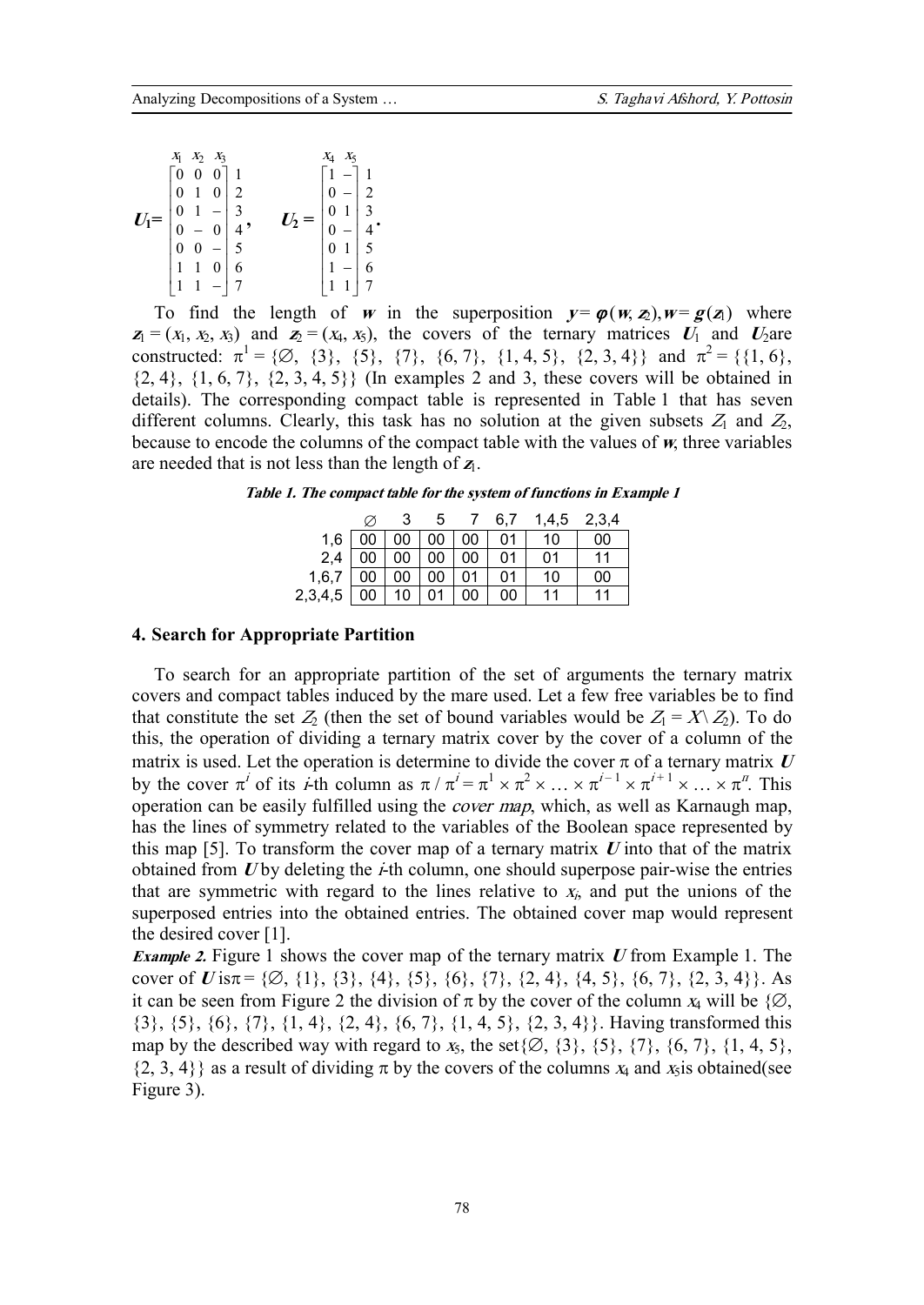$$
\boldsymbol{U}_1 = \begin{bmatrix} x_1 & x_2 & x_3 & \\ 0 & 0 & 0 & 1 \\ 0 & 1 & 0 & 2 \\ 0 & 1 & - & 3 \\ 0 & - & 0 & 4 \\ 0 & 0 & - & 5 \\ 1 & 1 & 0 & 6 \\ 1 & 1 & - & 7 \end{bmatrix}, \quad \boldsymbol{U}_2 = \begin{bmatrix} x_4 & x_5 & \\ 1 & - & 1 \\ 0 & - & 2 \\ 0 & 1 & 3 \\ 0 & - & 4 \\ 0 & 1 & 5 \\ 1 & - & 6 \\ 1 & 1 & 7 \end{bmatrix}.
$$

To find the length of $\boldsymbol{w}$ in the superposition $\boldsymbol{y} = \boldsymbol{\varphi}(\boldsymbol{w}, \boldsymbol{z}_2), \boldsymbol{w} = \boldsymbol{g}(\boldsymbol{z}_1)$ where $\boldsymbol{z}_1 = (x_1, x_2, x_3)$ and $\boldsymbol{z}_2 = (x_4, x_5)$, the covers of the ternary matrices $\boldsymbol{U}_1$ and $\boldsymbol{U}_2$ are constructed: $\pi^1 = \{\varnothing, \{3\}, \{5\}, \{7\}, \{6, 7\}, \{1, 4, 5\}, \{2, 3, 4\}\}$ and $\pi^2 = \{\{1, 6\}, \{2, 4\}, \{1, 6, 7\}, \{2, 3, 4, 5\}\}$ (In examples 2 and 3, these covers will be obtained in details). The corresponding compact table is represented in Table 1 that has seven different columns. Clearly, this task has no solution at the given subsets $Z_1$ and $Z_2$, because to encode the columns of the compact table with the values of $\boldsymbol{w}$, three variables are needed that is not less than the length of $\boldsymbol{z}_1$.

***Table 1. The compact table for the system of functions in Example 1***

| | ∅ | 3 | 5 | 7 | 6,7 | 1,4,5 | 2,3,4 |
|---|---|---|---|---|---|---|---|
| 1,6 | 00 | 00 | 00 | 00 | 01 | 10 | 00 |
| 2,4 | 00 | 00 | 00 | 00 | 01 | 01 | 11 |
| 1,6,7 | 00 | 00 | 00 | 01 | 01 | 10 | 00 |
| 2,3,4,5 | 00 | 10 | 01 | 00 | 00 | 11 | 11 |

## 4. Search for Appropriate Partition

To search for an appropriate partition of the set of arguments the ternary matrix covers and compact tables induced by the mare used. Let a few free variables be to find that constitute the set $Z_2$ (then the set of bound variables would be $Z_1 = X \setminus Z_2$). To do this, the operation of dividing a ternary matrix cover by the cover of a column of the matrix is used. Let the operation is determine to divide the cover $\pi$ of a ternary matrix $\boldsymbol{U}$ by the cover $\pi^i$ of its $i$-th column as $\pi / \pi^i = \pi^1 \times \pi^2 \times \ldots \times \pi^{i-1} \times \pi^{i+1} \times \ldots \times \pi^n$. This operation can be easily fulfilled using the *cover map*, which, as well as Karnaugh map, has the lines of symmetry related to the variables of the Boolean space represented by this map [5]. To transform the cover map of a ternary matrix $\boldsymbol{U}$ into that of the matrix obtained from $\boldsymbol{U}$ by deleting the $i$-th column, one should superpose pair-wise the entries that are symmetric with regard to the lines relative to $x_i$, and put the unions of the superposed entries into the obtained entries. The obtained cover map would represent the desired cover [1].

***Example 2.*** Figure 1 shows the cover map of the ternary matrix $\boldsymbol{U}$ from Example 1. The cover of $\boldsymbol{U}$ is $\pi = \{\varnothing, \{1\}, \{3\}, \{4\}, \{5\}, \{6\}, \{7\}, \{2, 4\}, \{4, 5\}, \{6, 7\}, \{2, 3, 4\}\}$. As it can be seen from Figure 2 the division of $\pi$ by the cover of the column $x_4$ will be $\{\varnothing, \{3\}, \{5\}, \{6\}, \{7\}, \{1, 4\}, \{2, 4\}, \{6, 7\}, \{1, 4, 5\}, \{2, 3, 4\}\}$. Having transformed this map by the described way with regard to $x_5$, the set $\{\varnothing, \{3\}, \{5\}, \{7\}, \{6, 7\}, \{1, 4, 5\}, \{2, 3, 4\}\}$ as a result of dividing $\pi$ by the covers of the columns $x_4$ and $x_5$ is obtained (see Figure 3).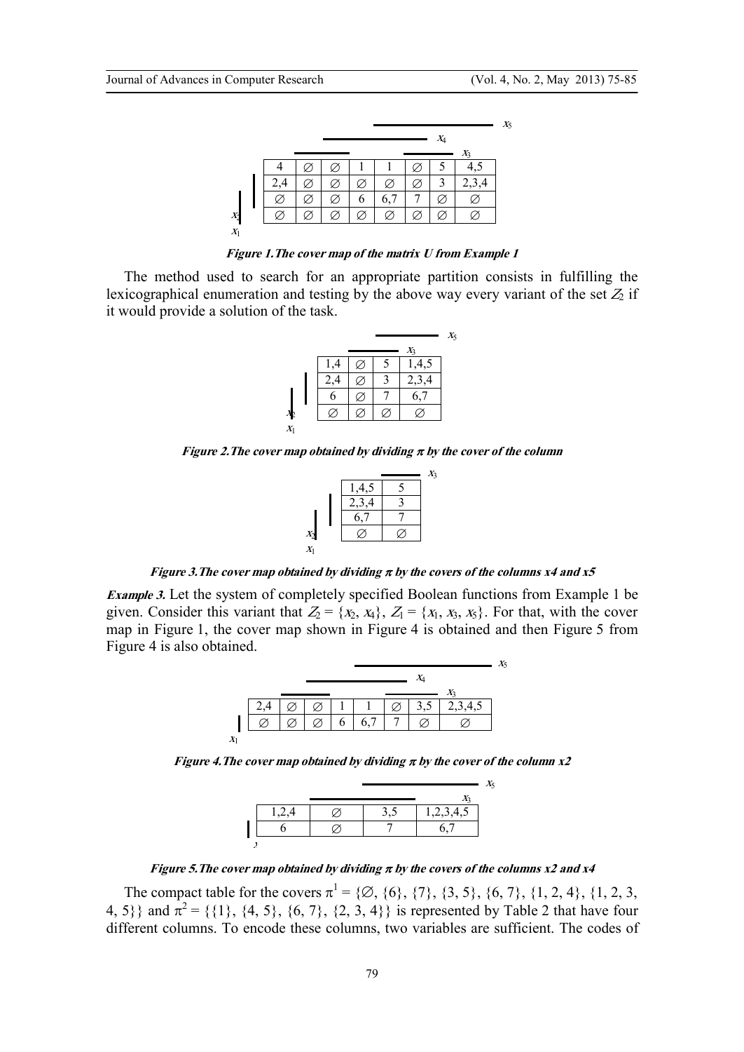| 4 | ∅ | ∅ | 1 | 1 | ∅ | 5 | 4,5 |
|---|---|---|---|---|---|---|---|
| 2,4 | ∅ | ∅ | ∅ | ∅ | ∅ | 3 | 2,3,4 |
| ∅ | ∅ | ∅ | 6 | 6,7 | 7 | ∅ | ∅ |
| ∅ | ∅ | ∅ | ∅ | ∅ | ∅ | ∅ | ∅ |

***Figure 1.The cover map of the matrix U from Example 1***

The method used to search for an appropriate partition consists in fulfilling the lexicographical enumeration and testing by the above way every variant of the set $Z_2$ if it would provide a solution of the task.

| 1,4 | ∅ | 5 | 1,4,5 |
|---|---|---|---|
| 2,4 | ∅ | 3 | 2,3,4 |
| 6 | ∅ | 7 | 6,7 |
| ∅ | ∅ | ∅ | ∅ |

***Figure 2.The cover map obtained by dividing $\pi$ by the cover of the column***

| 1,4,5 | 5 |
|---|---|
| 2,3,4 | 3 |
| 6,7 | 7 |
| ∅ | ∅ |

***Figure 3.The cover map obtained by dividing $\pi$ by the covers of the columns x4 and x5***

***Example 3.*** Let the system of completely specified Boolean functions from Example 1 be given. Consider this variant that $Z_2 = \{x_2, x_4\}$, $Z_1 = \{x_1, x_3, x_5\}$. For that, with the cover map in Figure 1, the cover map shown in Figure 4 is obtained and then Figure 5 from Figure 4 is also obtained.

| 2,4 | ∅ | ∅ | 1 | 1 | ∅ | 3,5 | 2,3,4,5 |
|---|---|---|---|---|---|---|---|
| ∅ | ∅ | ∅ | 6 | 6,7 | 7 | ∅ | ∅ |

***Figure 4.The cover map obtained by dividing $\pi$ by the cover of the column x2***

| 1,2,4 | ∅ | 3,5 | 1,2,3,4,5 |
|---|---|---|---|
| 6 | ∅ | 7 | 6,7 |

***Figure 5.The cover map obtained by dividing $\pi$ by the covers of the columns x2 and x4***

The compact table for the covers $\pi^1 = \{\varnothing, \{6\}, \{7\}, \{3, 5\}, \{6, 7\}, \{1, 2, 4\}, \{1, 2, 3, 4, 5\}\}$ and $\pi^2 = \{\{1\}, \{4, 5\}, \{6, 7\}, \{2, 3, 4\}\}$ is represented by Table 2 that have four different columns. To encode these columns, two variables are sufficient. The codes of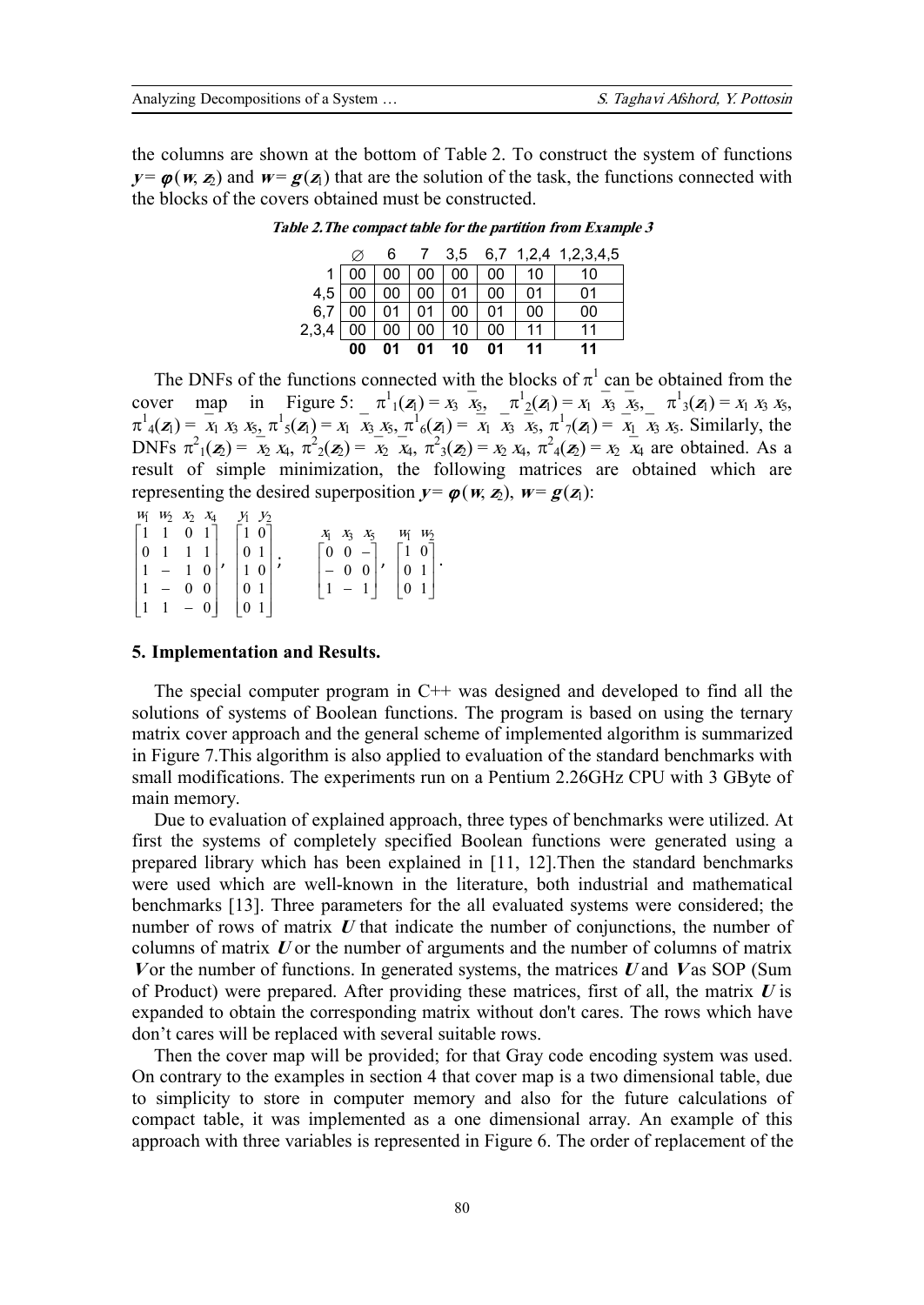the columns are shown at the bottom of Table 2. To construct the system of functions $\boldsymbol{y} = \boldsymbol{\varphi}(\boldsymbol{w}, \boldsymbol{z}_2)$ and $\boldsymbol{w} = \boldsymbol{g}(\boldsymbol{z}_1)$ that are the solution of the task, the functions connected with the blocks of the covers obtained must be constructed.

***Table 2.The compact table for the partition from Example 3***

| | ∅ | 6 | 7 | 3,5 | 6,7 | 1,2,4 | 1,2,3,4,5 |
|---|---|---|---|---|---|---|---|
| 1 | 00 | 00 | 00 | 00 | 00 | 10 | 10 |
| 4,5 | 00 | 00 | 00 | 01 | 00 | 01 | 01 |
| 6,7 | 00 | 01 | 01 | 00 | 01 | 00 | 00 |
| 2,3,4 | 00 | 00 | 00 | 10 | 00 | 11 | 11 |
| | **00** | **01** | **01** | **10** | **01** | **11** | **11** |

The DNFs of the functions connected with the blocks of $\pi^1$ can be obtained from the cover map in Figure 5: $\pi^1{}_1(\boldsymbol{z}_1) = x_3\ \bar{x}_5$, $\pi^1{}_2(\boldsymbol{z}_1) = x_1\ \bar{x}_3\ \bar{x}_5$, $\pi^1{}_3(\boldsymbol{z}_1) = x_1\ x_3\ x_5$, $\pi^1{}_4(\boldsymbol{z}_1) = \bar{x}_1\ x_3\ x_5$, $\pi^1{}_5(\boldsymbol{z}_1) = x_1\ \bar{x}_3\ x_5$, $\pi^1{}_6(\boldsymbol{z}_1) = \bar{x}_1\ \bar{x}_3\ \bar{x}_5$, $\pi^1{}_7(\boldsymbol{z}_1) = \bar{x}_1\ \bar{x}_3\ x_5$. Similarly, the DNFs $\pi^2{}_1(\boldsymbol{z}_2) = \bar{x}_2\ x_4$, $\pi^2{}_2(\boldsymbol{z}_2) = \bar{x}_2\ \bar{x}_4$, $\pi^2{}_3(\boldsymbol{z}_2) = x_2\ x_4$, $\pi^2{}_4(\boldsymbol{z}_2) = x_2\ \bar{x}_4$ are obtained. As a result of simple minimization, the following matrices are obtained which are representing the desired superposition $\boldsymbol{y} = \boldsymbol{\varphi}(\boldsymbol{w}, \boldsymbol{z}_2)$, $\boldsymbol{w} = \boldsymbol{g}(\boldsymbol{z}_1)$:

$$
\begin{matrix} w_1 & w_2 & x_2 & x_4 \end{matrix} \quad \begin{matrix} y_1 & y_2 \end{matrix} \qquad\qquad \begin{matrix} x_1 & x_3 & x_5 \end{matrix} \quad \begin{matrix} w_1 & w_2 \end{matrix}
$$

$$
\begin{bmatrix} 1 & 1 & 0 & 1 \\ 0 & 1 & 1 & 1 \\ 1 & - & 1 & 0 \\ 1 & - & 0 & 0 \\ 1 & 1 & - & 0 \end{bmatrix}, \begin{bmatrix} 1 & 0 \\ 0 & 1 \\ 1 & 0 \\ 0 & 1 \\ 0 & 1 \end{bmatrix}; \qquad \begin{bmatrix} 0 & 0 & - \\ - & 0 & 0 \\ 1 & - & 1 \end{bmatrix}, \begin{bmatrix} 1 & 0 \\ 0 & 1 \\ 0 & 1 \end{bmatrix}.
$$

## 5. Implementation and Results.

The special computer program in C++ was designed and developed to find all the solutions of systems of Boolean functions. The program is based on using the ternary matrix cover approach and the general scheme of implemented algorithm is summarized in Figure 7.This algorithm is also applied to evaluation of the standard benchmarks with small modifications. The experiments run on a Pentium 2.26GHz CPU with 3 GByte of main memory.

Due to evaluation of explained approach, three types of benchmarks were utilized. At first the systems of completely specified Boolean functions were generated using a prepared library which has been explained in [11, 12].Then the standard benchmarks were used which are well-known in the literature, both industrial and mathematical benchmarks [13]. Three parameters for the all evaluated systems were considered; the number of rows of matrix $\boldsymbol{U}$ that indicate the number of conjunctions, the number of columns of matrix $\boldsymbol{U}$ or the number of arguments and the number of columns of matrix $\boldsymbol{V}$ or the number of functions. In generated systems, the matrices $\boldsymbol{U}$ and $\boldsymbol{V}$ as SOP (Sum of Product) were prepared. After providing these matrices, first of all, the matrix $\boldsymbol{U}$ is expanded to obtain the corresponding matrix without don't cares. The rows which have don't cares will be replaced with several suitable rows.

Then the cover map will be provided; for that Gray code encoding system was used. On contrary to the examples in section 4 that cover map is a two dimensional table, due to simplicity to store in computer memory and also for the future calculations of compact table, it was implemented as a one dimensional array. An example of this approach with three variables is represented in Figure 6. The order of replacement of the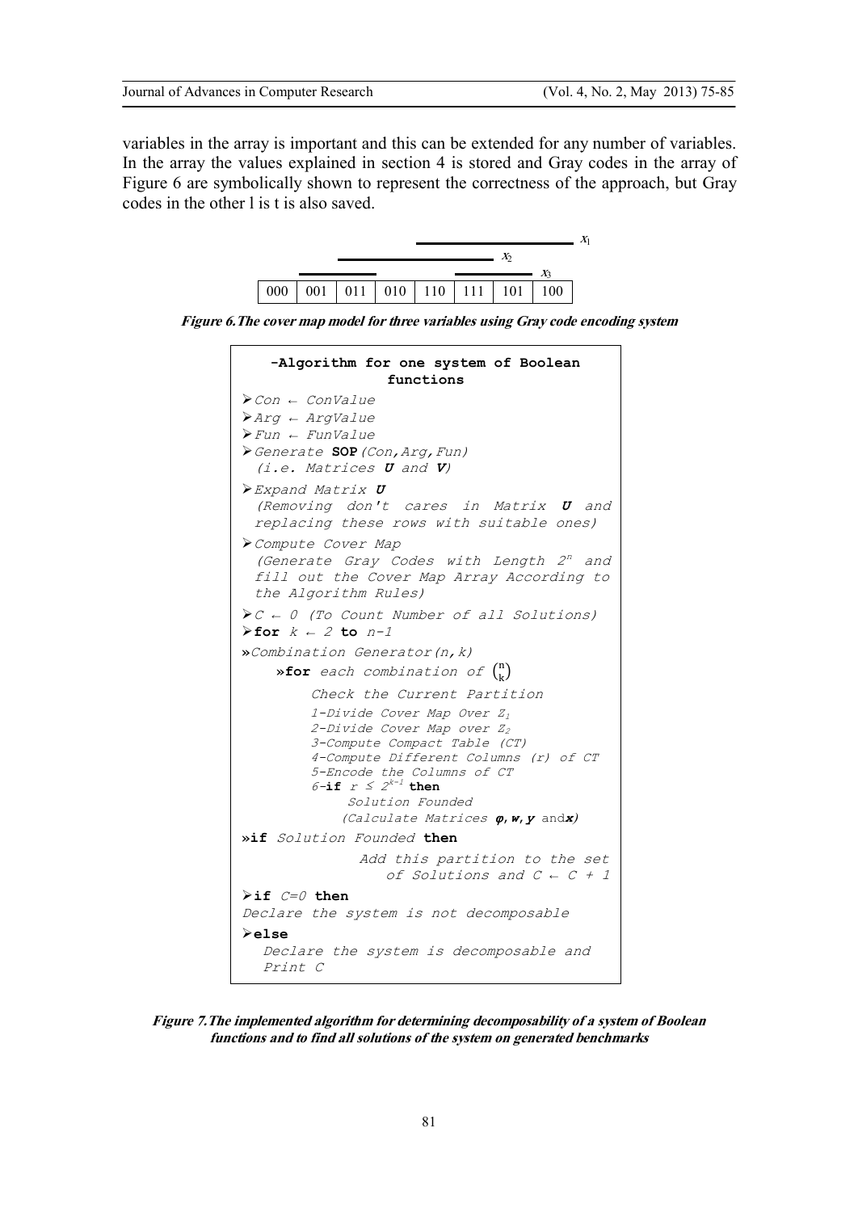variables in the array is important and this can be extended for any number of variables. In the array the values explained in section 4 is stored and Gray codes in the array of Figure 6 are symbolically shown to represent the correctness of the approach, but Gray codes in the other l is t is also saved.

| 000 | 001 | 011 | 010 | 110 | 111 | 101 | 100 |
|---|---|---|---|---|---|---|---|

(Bars above the array: $x_1$ over 110, 111, 101, 100; $x_2$ over 011, 010, 110, 111; $x_3$ over 001, 011 and 111, 101.)

***Figure 6. The cover map model for three variables using Gray code encoding system***

```
-Algorithm for one system of Boolean functions
➢Con ← ConValue
➢Arg ← ArgValue
➢Fun ← FunValue
➢Generate SOP(Con,Arg,Fun)
 (i.e. Matrices U and V)
➢Expand Matrix U
 (Removing don't cares in Matrix U and
 replacing these rows with suitable ones)
➢Compute Cover Map
 (Generate Gray Codes with Length 2^n and
 fill out the Cover Map Array According to
 the Algorithm Rules)
➢C ← 0 (To Count Number of all Solutions)
➢for k ← 2 to n-1
»Combination Generator(n,k)
    »for each combination of (n k)
        Check the Current Partition
        1-Divide Cover Map Over Z1
        2-Divide Cover Map over Z2
        3-Compute Compact Table (CT)
        4-Compute Different Columns (r) of CT
        5-Encode the Columns of CT
        6-if r ≤ 2^(k-1) then
            Solution Founded
            (Calculate Matrices φ, w, y and x)
»if Solution Founded then
            Add this partition to the set
               of Solutions and C ← C + 1
➢if C=0 then
Declare the system is not decomposable
➢else
  Declare the system is decomposable and
  Print C
```

***Figure 7. The implemented algorithm for determining decomposability of a system of Boolean functions and to find all solutions of the system on generated benchmarks***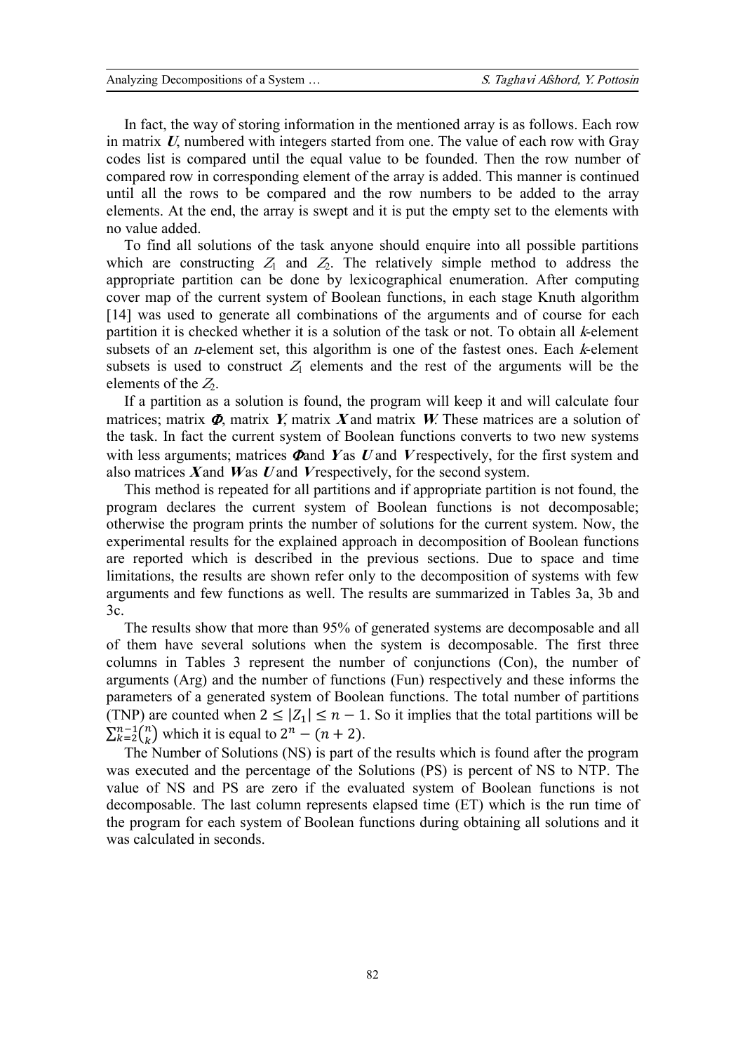In fact, the way of storing information in the mentioned array is as follows. Each row in matrix ***U***, numbered with integers started from one. The value of each row with Gray codes list is compared until the equal value to be founded. Then the row number of compared row in corresponding element of the array is added. This manner is continued until all the rows to be compared and the row numbers to be added to the array elements. At the end, the array is swept and it is put the empty set to the elements with no value added.

To find all solutions of the task anyone should enquire into all possible partitions which are constructing $Z_1$ and $Z_2$. The relatively simple method to address the appropriate partition can be done by lexicographical enumeration. After computing cover map of the current system of Boolean functions, in each stage Knuth algorithm [14] was used to generate all combinations of the arguments and of course for each partition it is checked whether it is a solution of the task or not. To obtain all $k$-element subsets of an $n$-element set, this algorithm is one of the fastest ones. Each $k$-element subsets is used to construct $Z_1$ elements and the rest of the arguments will be the elements of the $Z_2$.

If a partition as a solution is found, the program will keep it and will calculate four matrices; matrix $\boldsymbol{\Phi}$, matrix ***Y***, matrix ***X*** and matrix ***W***. These matrices are a solution of the task. In fact the current system of Boolean functions converts to two new systems with less arguments; matrices $\boldsymbol{\Phi}$ and ***Y*** as ***U*** and ***V*** respectively, for the first system and also matrices ***X*** and ***W*** as ***U*** and ***V*** respectively, for the second system.

This method is repeated for all partitions and if appropriate partition is not found, the program declares the current system of Boolean functions is not decomposable; otherwise the program prints the number of solutions for the current system. Now, the experimental results for the explained approach in decomposition of Boolean functions are reported which is described in the previous sections. Due to space and time limitations, the results are shown refer only to the decomposition of systems with few arguments and few functions as well. The results are summarized in Tables 3a, 3b and 3c.

The results show that more than 95% of generated systems are decomposable and all of them have several solutions when the system is decomposable. The first three columns in Tables 3 represent the number of conjunctions (Con), the number of arguments (Arg) and the number of functions (Fun) respectively and these informs the parameters of a generated system of Boolean functions. The total number of partitions (TNP) are counted when $2 \leq |Z_1| \leq n-1$. So it implies that the total partitions will be $\sum_{k=2}^{n-1}\binom{n}{k}$ which it is equal to $2^n - (n+2)$.

The Number of Solutions (NS) is part of the results which is found after the program was executed and the percentage of the Solutions (PS) is percent of NS to NTP. The value of NS and PS are zero if the evaluated system of Boolean functions is not decomposable. The last column represents elapsed time (ET) which is the run time of the program for each system of Boolean functions during obtaining all solutions and it was calculated in seconds.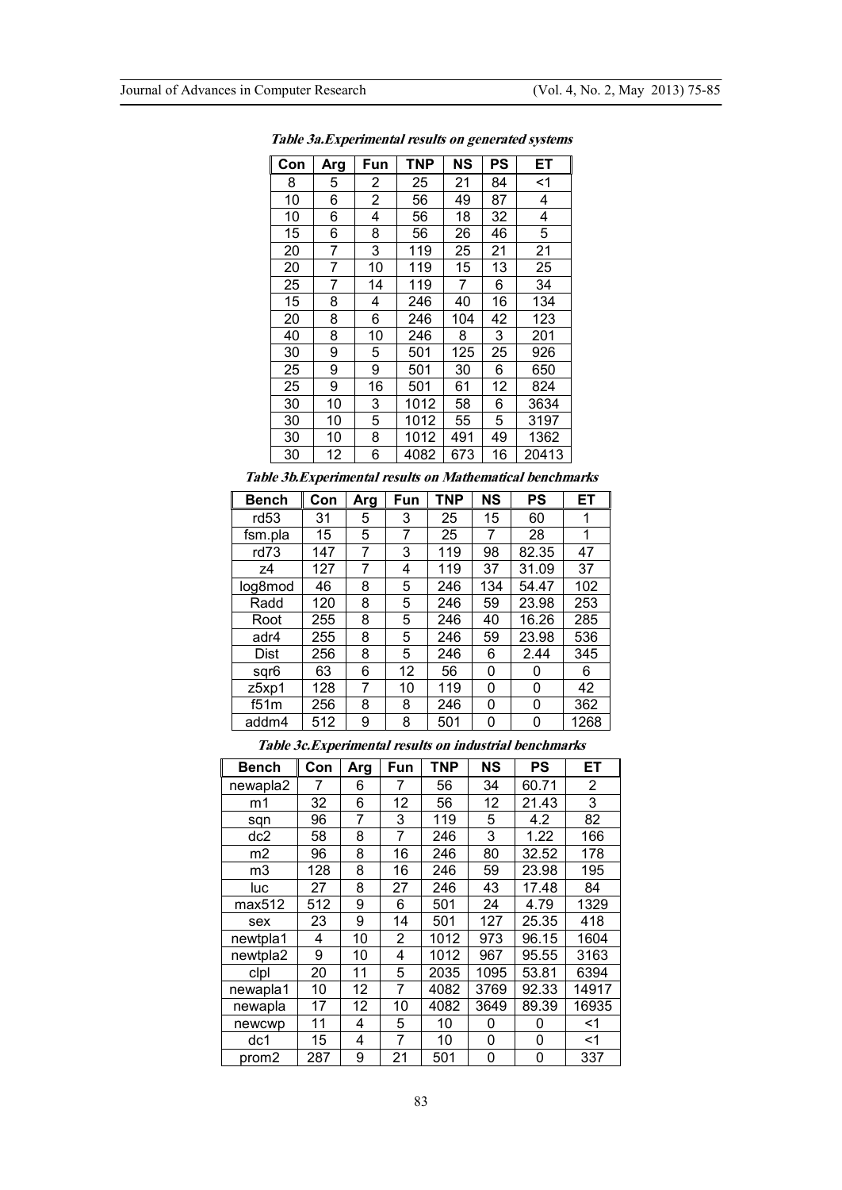***Table 3a.Experimental results on generated systems***

| Con | Arg | Fun | TNP | NS | PS | ET |
|---|---|---|---|---|---|---|
| 8 | 5 | 2 | 25 | 21 | 84 | <1 |
| 10 | 6 | 2 | 56 | 49 | 87 | 4 |
| 10 | 6 | 4 | 56 | 18 | 32 | 4 |
| 15 | 6 | 8 | 56 | 26 | 46 | 5 |
| 20 | 7 | 3 | 119 | 25 | 21 | 21 |
| 20 | 7 | 10 | 119 | 15 | 13 | 25 |
| 25 | 7 | 14 | 119 | 7 | 6 | 34 |
| 15 | 8 | 4 | 246 | 40 | 16 | 134 |
| 20 | 8 | 6 | 246 | 104 | 42 | 123 |
| 40 | 8 | 10 | 246 | 8 | 3 | 201 |
| 30 | 9 | 5 | 501 | 125 | 25 | 926 |
| 25 | 9 | 9 | 501 | 30 | 6 | 650 |
| 25 | 9 | 16 | 501 | 61 | 12 | 824 |
| 30 | 10 | 3 | 1012 | 58 | 6 | 3634 |
| 30 | 10 | 5 | 1012 | 55 | 5 | 3197 |
| 30 | 10 | 8 | 1012 | 491 | 49 | 1362 |
| 30 | 12 | 6 | 4082 | 673 | 16 | 20413 |

***Table 3b.Experimental results on Mathematical benchmarks***

| Bench | Con | Arg | Fun | TNP | NS | PS | ET |
|---|---|---|---|---|---|---|---|
| rd53 | 31 | 5 | 3 | 25 | 15 | 60 | 1 |
| fsm.pla | 15 | 5 | 7 | 25 | 7 | 28 | 1 |
| rd73 | 147 | 7 | 3 | 119 | 98 | 82.35 | 47 |
| z4 | 127 | 7 | 4 | 119 | 37 | 31.09 | 37 |
| log8mod | 46 | 8 | 5 | 246 | 134 | 54.47 | 102 |
| Radd | 120 | 8 | 5 | 246 | 59 | 23.98 | 253 |
| Root | 255 | 8 | 5 | 246 | 40 | 16.26 | 285 |
| adr4 | 255 | 8 | 5 | 246 | 59 | 23.98 | 536 |
| Dist | 256 | 8 | 5 | 246 | 6 | 2.44 | 345 |
| sqr6 | 63 | 6 | 12 | 56 | 0 | 0 | 6 |
| z5xp1 | 128 | 7 | 10 | 119 | 0 | 0 | 42 |
| f51m | 256 | 8 | 8 | 246 | 0 | 0 | 362 |
| addm4 | 512 | 9 | 8 | 501 | 0 | 0 | 1268 |

***Table 3c.Experimental results on industrial benchmarks***

| Bench | Con | Arg | Fun | TNP | NS | PS | ET |
|---|---|---|---|---|---|---|---|
| newapla2 | 7 | 6 | 7 | 56 | 34 | 60.71 | 2 |
| m1 | 32 | 6 | 12 | 56 | 12 | 21.43 | 3 |
| sqn | 96 | 7 | 3 | 119 | 5 | 4.2 | 82 |
| dc2 | 58 | 8 | 7 | 246 | 3 | 1.22 | 166 |
| m2 | 96 | 8 | 16 | 246 | 80 | 32.52 | 178 |
| m3 | 128 | 8 | 16 | 246 | 59 | 23.98 | 195 |
| luc | 27 | 8 | 27 | 246 | 43 | 17.48 | 84 |
| max512 | 512 | 9 | 6 | 501 | 24 | 4.79 | 1329 |
| sex | 23 | 9 | 14 | 501 | 127 | 25.35 | 418 |
| newtpla1 | 4 | 10 | 2 | 1012 | 973 | 96.15 | 1604 |
| newtpla2 | 9 | 10 | 4 | 1012 | 967 | 95.55 | 3163 |
| clpl | 20 | 11 | 5 | 2035 | 1095 | 53.81 | 6394 |
| newapla1 | 10 | 12 | 7 | 4082 | 3769 | 92.33 | 14917 |
| newapla | 17 | 12 | 10 | 4082 | 3649 | 89.39 | 16935 |
| newcwp | 11 | 4 | 5 | 10 | 0 | 0 | <1 |
| dc1 | 15 | 4 | 7 | 10 | 0 | 0 | <1 |
| prom2 | 287 | 9 | 21 | 501 | 0 | 0 | 337 |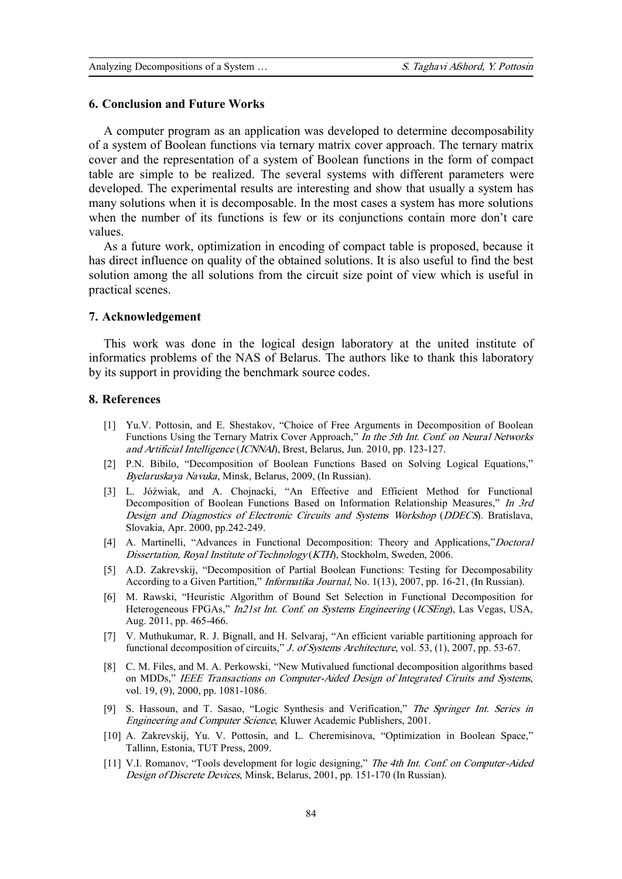## 6. Conclusion and Future Works

A computer program as an application was developed to determine decomposability of a system of Boolean functions via ternary matrix cover approach. The ternary matrix cover and the representation of a system of Boolean functions in the form of compact table are simple to be realized. The several systems with different parameters were developed. The experimental results are interesting and show that usually a system has many solutions when it is decomposable. In the most cases a system has more solutions when the number of its functions is few or its conjunctions contain more don't care values.

As a future work, optimization in encoding of compact table is proposed, because it has direct influence on quality of the obtained solutions. It is also useful to find the best solution among the all solutions from the circuit size point of view which is useful in practical scenes.

## 7. Acknowledgement

This work was done in the logical design laboratory at the united institute of informatics problems of the NAS of Belarus. The authors like to thank this laboratory by its support in providing the benchmark source codes.

## 8. References

- [1] Yu.V. Pottosin, and E. Shestakov, "Choice of Free Arguments in Decomposition of Boolean Functions Using the Ternary Matrix Cover Approach," *In the 5th Int. Conf. on Neural Networks and Artificial Intelligence* (*ICNNAI*), Brest, Belarus, Jun. 2010, pp. 123-127.
- [2] P.N. Bibilo, "Decomposition of Boolean Functions Based on Solving Logical Equations," *Byelaruskaya Navuka*, Minsk, Belarus, 2009, (In Russian).
- [3] L. Jóźwiak, and A. Chojnacki, "An Effective and Efficient Method for Functional Decomposition of Boolean Functions Based on Information Relationship Measures," *In 3rd Design and Diagnostics of Electronic Circuits and Systems Workshop* (*DDECS*). Bratislava, Slovakia, Apr. 2000, pp.242-249.
- [4] A. Martinelli, "Advances in Functional Decomposition: Theory and Applications,"*Doctoral Dissertation, Royal Institute of Technology* (*KTH*), Stockholm, Sweden, 2006.
- [5] A.D. Zakrevskij, "Decomposition of Partial Boolean Functions: Testing for Decomposability According to a Given Partition," *Informatika Journal*, No. 1(13), 2007, pp. 16-21, (In Russian).
- [6] M. Rawski, "Heuristic Algorithm of Bound Set Selection in Functional Decomposition for Heterogeneous FPGAs," *In21st Int. Conf. on Systems Engineering* (*ICSEng*), Las Vegas, USA, Aug. 2011, pp. 465-466.
- [7] V. Muthukumar, R. J. Bignall, and H. Selvaraj, "An efficient variable partitioning approach for functional decomposition of circuits," *J. of Systems Architecture*, vol. 53, (1), 2007, pp. 53-67.
- [8] C. M. Files, and M. A. Perkowski, "New Mutivalued functional decomposition algorithms based on MDDs," *IEEE Transactions on Computer-Aided Design of Integrated Ciruits and Systems*, vol. 19, (9), 2000, pp. 1081-1086.
- [9] S. Hassoun, and T. Sasao, "Logic Synthesis and Verification," *The Springer Int. Series in Engineering and Computer Science*, Kluwer Academic Publishers, 2001.
- [10] A. Zakrevskij, Yu. V. Pottosin, and L. Cheremisinova, "Optimization in Boolean Space," Tallinn, Estonia, TUT Press, 2009.
- [11] V.I. Romanov, "Tools development for logic designing," *The 4th Int. Conf. on Computer-Aided Design of Discrete Devices*, Minsk, Belarus, 2001, pp. 151-170 (In Russian).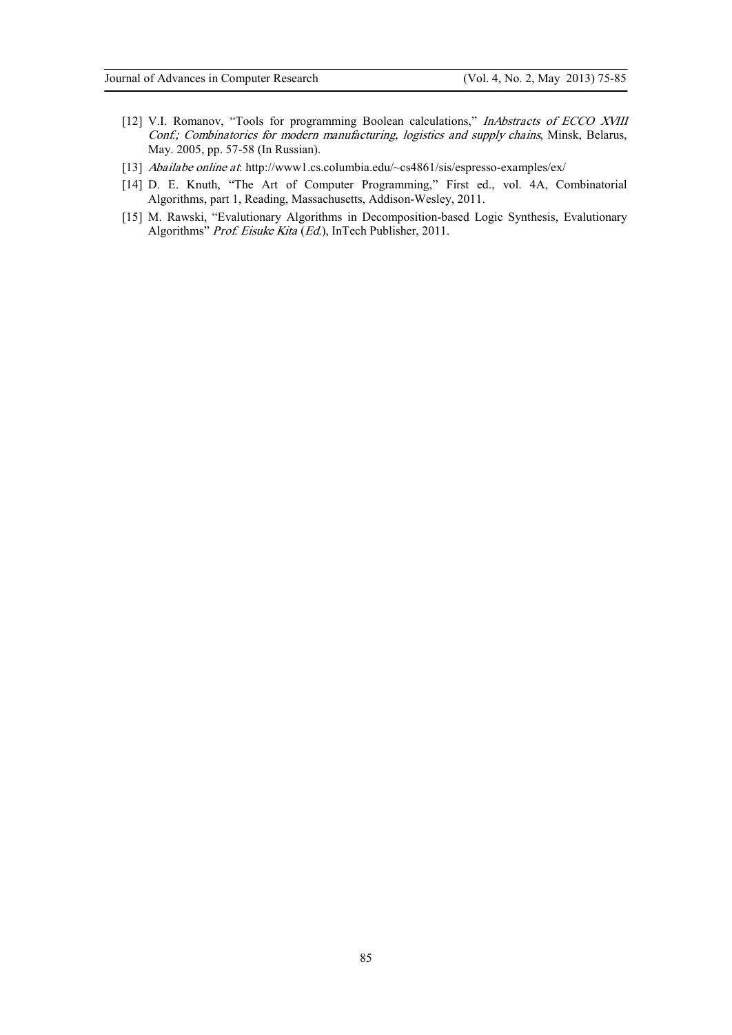[12] V.I. Romanov, "Tools for programming Boolean calculations," *InAbstracts of ECCO XVIII Conf.; Combinatorics for modern manufacturing, logistics and supply chains*, Minsk, Belarus, May. 2005, pp. 57-58 (In Russian).

[13] *Abailabe online at*: http://www1.cs.columbia.edu/~cs4861/sis/espresso-examples/ex/

[14] D. E. Knuth, "The Art of Computer Programming," First ed., vol. 4A, Combinatorial Algorithms, part 1, Reading, Massachusetts, Addison-Wesley, 2011.

[15] M. Rawski, "Evalutionary Algorithms in Decomposition-based Logic Synthesis, Evalutionary Algorithms" *Prof. Eisuke Kita* (*Ed.*), InTech Publisher, 2011.